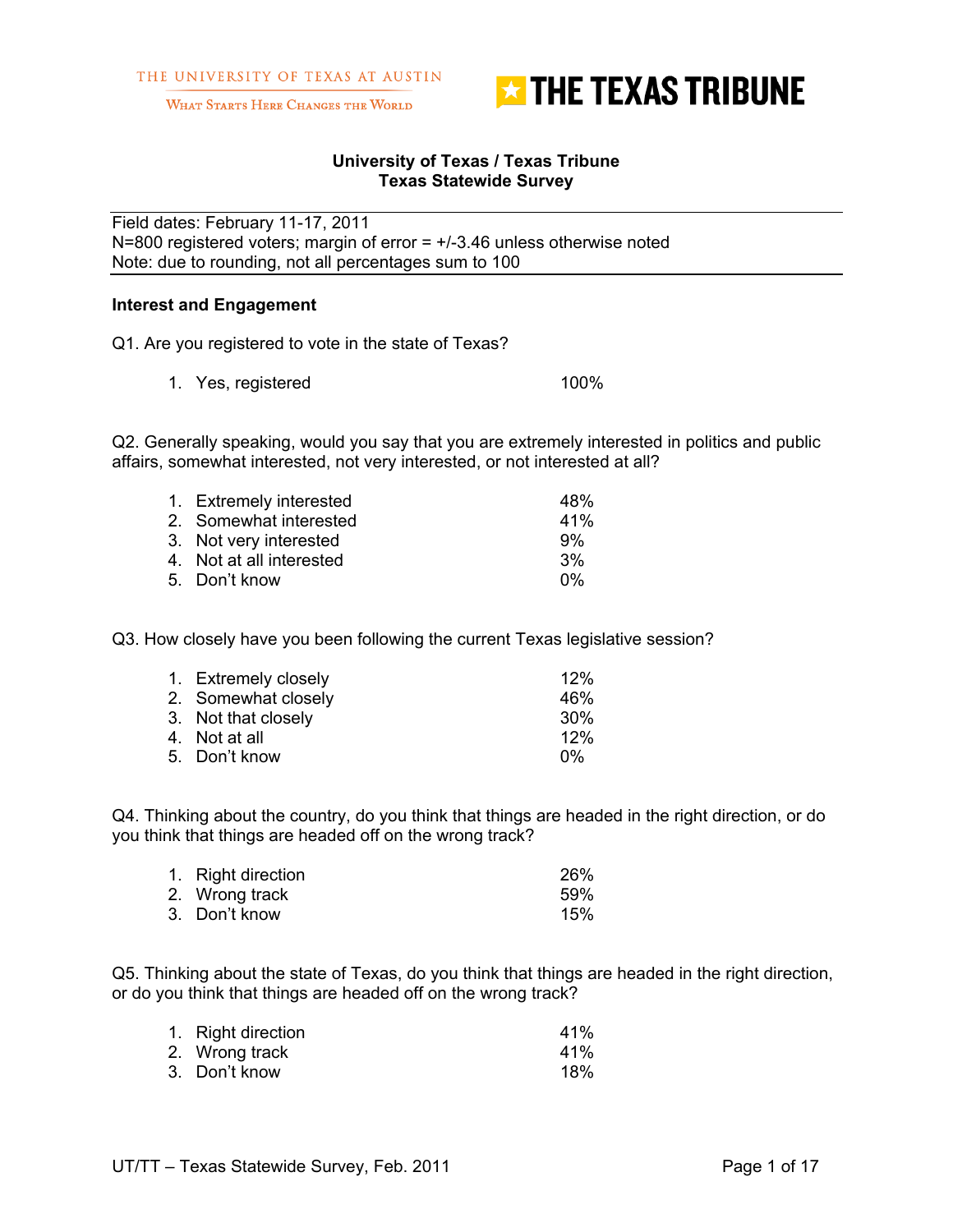THE UNIVERSITY OF TEXAS AT AUSTIN

WHAT STARTS HERE CHANGES THE WORLD

THE TEXAS TRIBUNE

# University of Texas / Texas Tribune
## Texas Statewide Survey

Field dates: February 11-17, 2011
N=800 registered voters; margin of error = +/-3.46 unless otherwise noted
Note: due to rounding, not all percentages sum to 100

### Interest and Engagement

Q1. Are you registered to vote in the state of Texas?

1. Yes, registered 100%

Q2. Generally speaking, would you say that you are extremely interested in politics and public affairs, somewhat interested, not very interested, or not interested at all?

1. Extremely interested 48%
2. Somewhat interested 41%
3. Not very interested 9%
4. Not at all interested 3%
5. Don't know 0%

Q3. How closely have you been following the current Texas legislative session?

1. Extremely closely 12%
2. Somewhat closely 46%
3. Not that closely 30%
4. Not at all 12%
5. Don't know 0%

Q4. Thinking about the country, do you think that things are headed in the right direction, or do you think that things are headed off on the wrong track?

1. Right direction 26%
2. Wrong track 59%
3. Don't know 15%

Q5. Thinking about the state of Texas, do you think that things are headed in the right direction, or do you think that things are headed off on the wrong track?

1. Right direction 41%
2. Wrong track 41%
3. Don't know 18%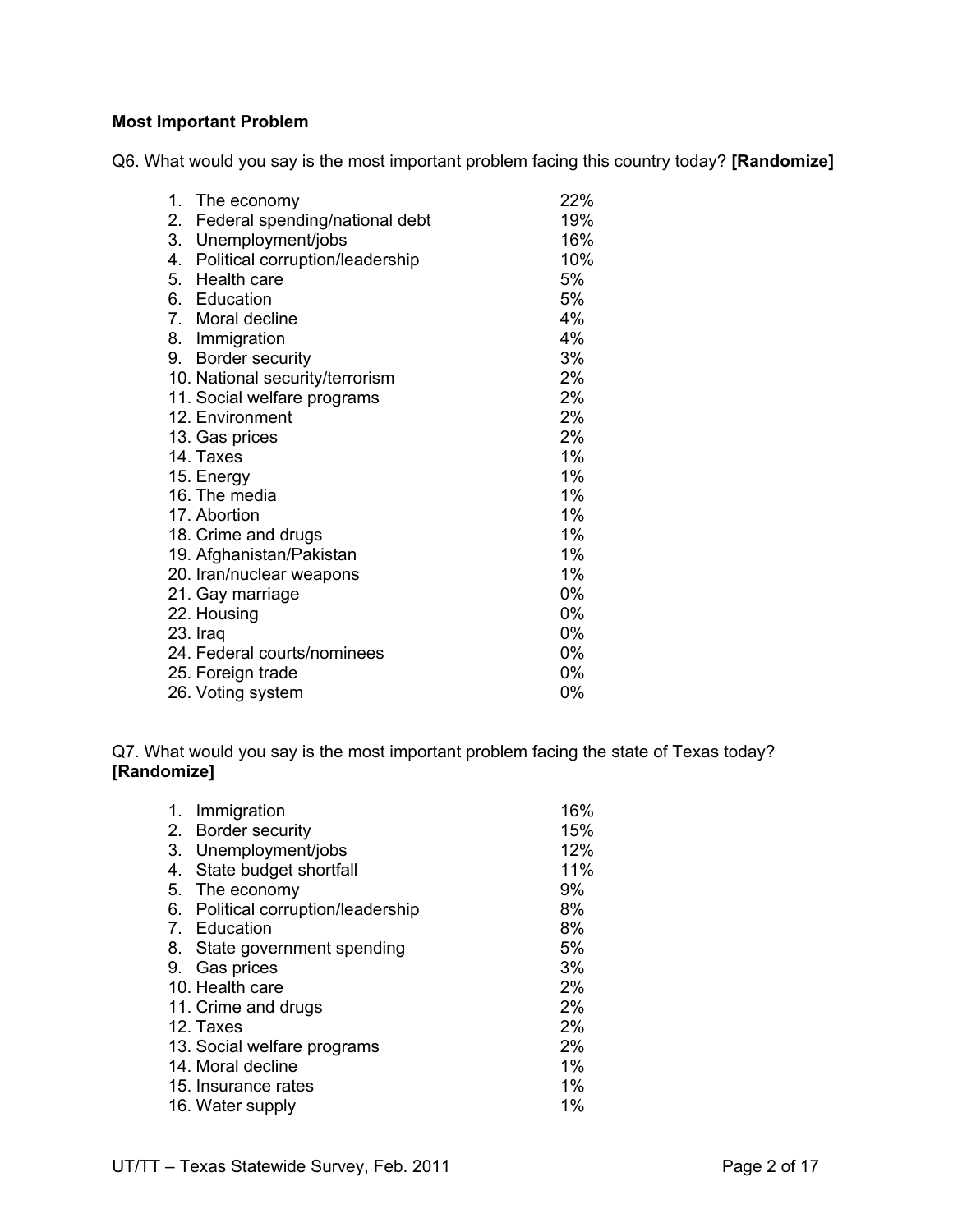### Most Important Problem

Q6. What would you say is the most important problem facing this country today? **[Randomize]**

| | |
|---|---|
| 1. The economy | 22% |
| 2. Federal spending/national debt | 19% |
| 3. Unemployment/jobs | 16% |
| 4. Political corruption/leadership | 10% |
| 5. Health care | 5% |
| 6. Education | 5% |
| 7. Moral decline | 4% |
| 8. Immigration | 4% |
| 9. Border security | 3% |
| 10. National security/terrorism | 2% |
| 11. Social welfare programs | 2% |
| 12. Environment | 2% |
| 13. Gas prices | 2% |
| 14. Taxes | 1% |
| 15. Energy | 1% |
| 16. The media | 1% |
| 17. Abortion | 1% |
| 18. Crime and drugs | 1% |
| 19. Afghanistan/Pakistan | 1% |
| 20. Iran/nuclear weapons | 1% |
| 21. Gay marriage | 0% |
| 22. Housing | 0% |
| 23. Iraq | 0% |
| 24. Federal courts/nominees | 0% |
| 25. Foreign trade | 0% |
| 26. Voting system | 0% |

Q7. What would you say is the most important problem facing the state of Texas today? **[Randomize]**

| | |
|---|---|
| 1. Immigration | 16% |
| 2. Border security | 15% |
| 3. Unemployment/jobs | 12% |
| 4. State budget shortfall | 11% |
| 5. The economy | 9% |
| 6. Political corruption/leadership | 8% |
| 7. Education | 8% |
| 8. State government spending | 5% |
| 9. Gas prices | 3% |
| 10. Health care | 2% |
| 11. Crime and drugs | 2% |
| 12. Taxes | 2% |
| 13. Social welfare programs | 2% |
| 14. Moral decline | 1% |
| 15. Insurance rates | 1% |
| 16. Water supply | 1% |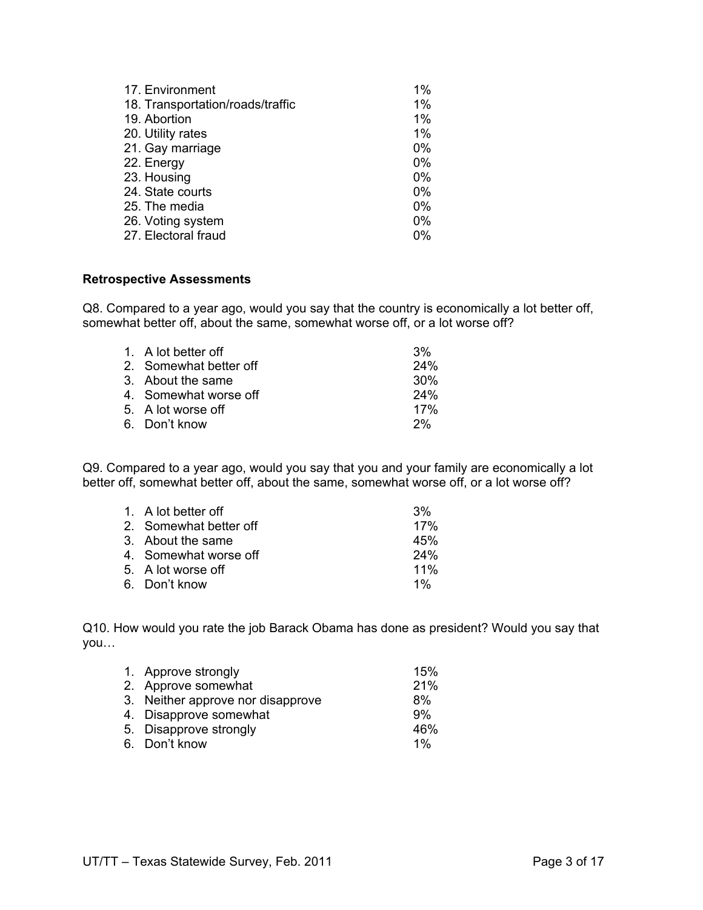| | |
|---|---|
| 17. Environment | 1% |
| 18. Transportation/roads/traffic | 1% |
| 19. Abortion | 1% |
| 20. Utility rates | 1% |
| 21. Gay marriage | 0% |
| 22. Energy | 0% |
| 23. Housing | 0% |
| 24. State courts | 0% |
| 25. The media | 0% |
| 26. Voting system | 0% |
| 27. Electoral fraud | 0% |

**Retrospective Assessments**

Q8. Compared to a year ago, would you say that the country is economically a lot better off, somewhat better off, about the same, somewhat worse off, or a lot worse off?

| | |
|---|---|
| 1. A lot better off | 3% |
| 2. Somewhat better off | 24% |
| 3. About the same | 30% |
| 4. Somewhat worse off | 24% |
| 5. A lot worse off | 17% |
| 6. Don't know | 2% |

Q9. Compared to a year ago, would you say that you and your family are economically a lot better off, somewhat better off, about the same, somewhat worse off, or a lot worse off?

| | |
|---|---|
| 1. A lot better off | 3% |
| 2. Somewhat better off | 17% |
| 3. About the same | 45% |
| 4. Somewhat worse off | 24% |
| 5. A lot worse off | 11% |
| 6. Don't know | 1% |

Q10. How would you rate the job Barack Obama has done as president? Would you say that you…

| | |
|---|---|
| 1. Approve strongly | 15% |
| 2. Approve somewhat | 21% |
| 3. Neither approve nor disapprove | 8% |
| 4. Disapprove somewhat | 9% |
| 5. Disapprove strongly | 46% |
| 6. Don't know | 1% |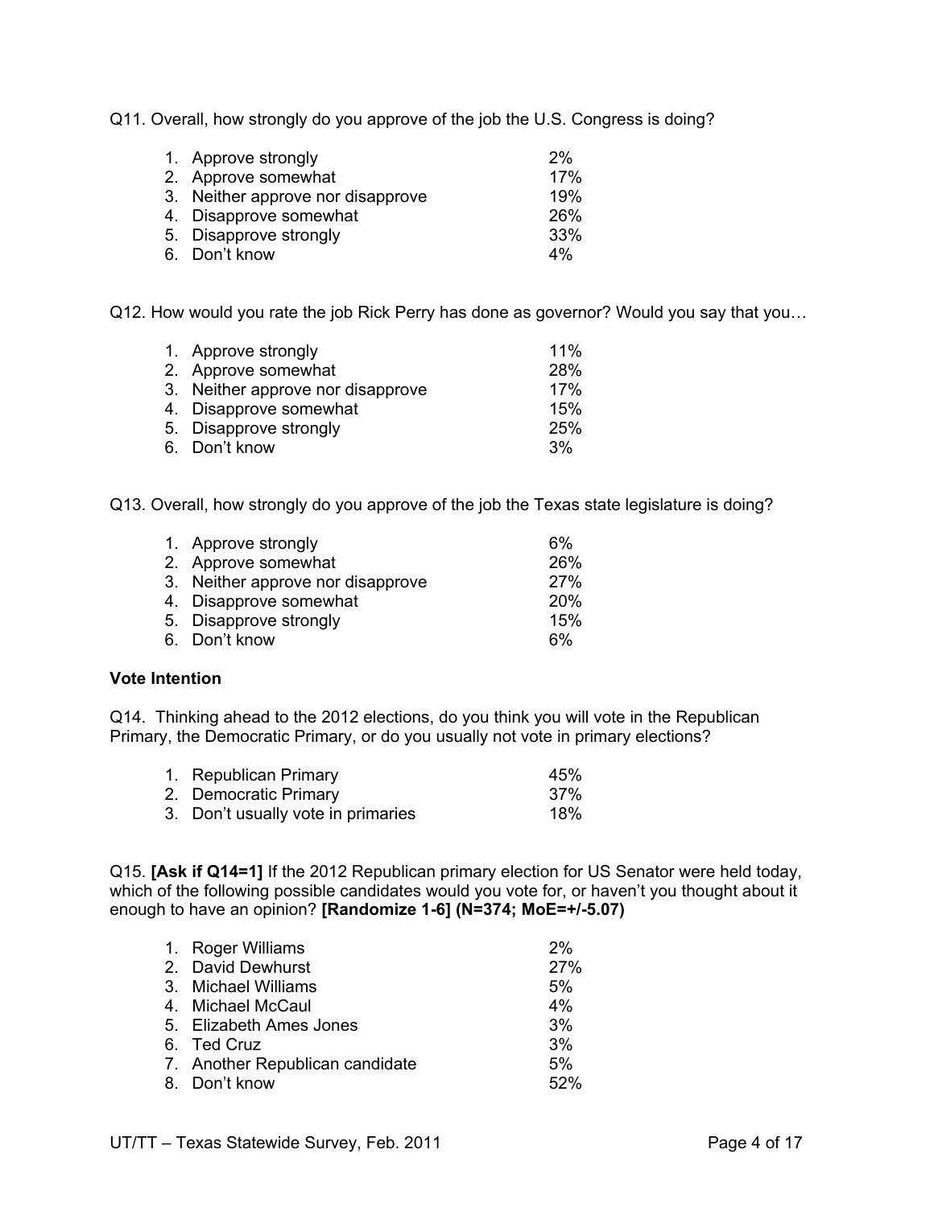Q11. Overall, how strongly do you approve of the job the U.S. Congress is doing?

| | |
|---|---|
| 1. Approve strongly | 2% |
| 2. Approve somewhat | 17% |
| 3. Neither approve nor disapprove | 19% |
| 4. Disapprove somewhat | 26% |
| 5. Disapprove strongly | 33% |
| 6. Don't know | 4% |

Q12. How would you rate the job Rick Perry has done as governor? Would you say that you…

| | |
|---|---|
| 1. Approve strongly | 11% |
| 2. Approve somewhat | 28% |
| 3. Neither approve nor disapprove | 17% |
| 4. Disapprove somewhat | 15% |
| 5. Disapprove strongly | 25% |
| 6. Don't know | 3% |

Q13. Overall, how strongly do you approve of the job the Texas state legislature is doing?

| | |
|---|---|
| 1. Approve strongly | 6% |
| 2. Approve somewhat | 26% |
| 3. Neither approve nor disapprove | 27% |
| 4. Disapprove somewhat | 20% |
| 5. Disapprove strongly | 15% |
| 6. Don't know | 6% |

**Vote Intention**

Q14. Thinking ahead to the 2012 elections, do you think you will vote in the Republican Primary, the Democratic Primary, or do you usually not vote in primary elections?

| | |
|---|---|
| 1. Republican Primary | 45% |
| 2. Democratic Primary | 37% |
| 3. Don't usually vote in primaries | 18% |

Q15. **[Ask if Q14=1]** If the 2012 Republican primary election for US Senator were held today, which of the following possible candidates would you vote for, or haven't you thought about it enough to have an opinion? **[Randomize 1-6] (N=374; MoE=+/-5.07)**

| | |
|---|---|
| 1. Roger Williams | 2% |
| 2. David Dewhurst | 27% |
| 3. Michael Williams | 5% |
| 4. Michael McCaul | 4% |
| 5. Elizabeth Ames Jones | 3% |
| 6. Ted Cruz | 3% |
| 7. Another Republican candidate | 5% |
| 8. Don't know | 52% |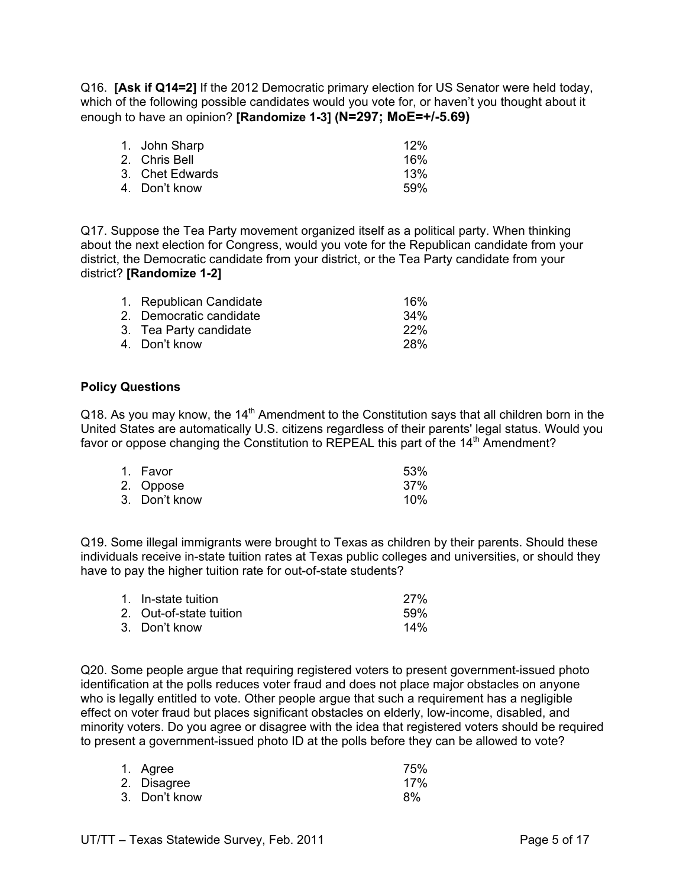Q16. **[Ask if Q14=2]** If the 2012 Democratic primary election for US Senator were held today, which of the following possible candidates would you vote for, or haven't you thought about it enough to have an opinion? **[Randomize 1-3] (N=297; MoE=+/-5.69)**

| | |
|---|---|
| 1. John Sharp | 12% |
| 2. Chris Bell | 16% |
| 3. Chet Edwards | 13% |
| 4. Don't know | 59% |

Q17. Suppose the Tea Party movement organized itself as a political party. When thinking about the next election for Congress, would you vote for the Republican candidate from your district, the Democratic candidate from your district, or the Tea Party candidate from your district? **[Randomize 1-2]**

| | |
|---|---|
| 1. Republican Candidate | 16% |
| 2. Democratic candidate | 34% |
| 3. Tea Party candidate | 22% |
| 4. Don't know | 28% |

### Policy Questions

Q18. As you may know, the 14th Amendment to the Constitution says that all children born in the United States are automatically U.S. citizens regardless of their parents' legal status. Would you favor or oppose changing the Constitution to REPEAL this part of the 14th Amendment?

| | |
|---|---|
| 1. Favor | 53% |
| 2. Oppose | 37% |
| 3. Don't know | 10% |

Q19. Some illegal immigrants were brought to Texas as children by their parents. Should these individuals receive in-state tuition rates at Texas public colleges and universities, or should they have to pay the higher tuition rate for out-of-state students?

| | |
|---|---|
| 1. In-state tuition | 27% |
| 2. Out-of-state tuition | 59% |
| 3. Don't know | 14% |

Q20. Some people argue that requiring registered voters to present government-issued photo identification at the polls reduces voter fraud and does not place major obstacles on anyone who is legally entitled to vote. Other people argue that such a requirement has a negligible effect on voter fraud but places significant obstacles on elderly, low-income, disabled, and minority voters. Do you agree or disagree with the idea that registered voters should be required to present a government-issued photo ID at the polls before they can be allowed to vote?

| | |
|---|---|
| 1. Agree | 75% |
| 2. Disagree | 17% |
| 3. Don't know | 8% |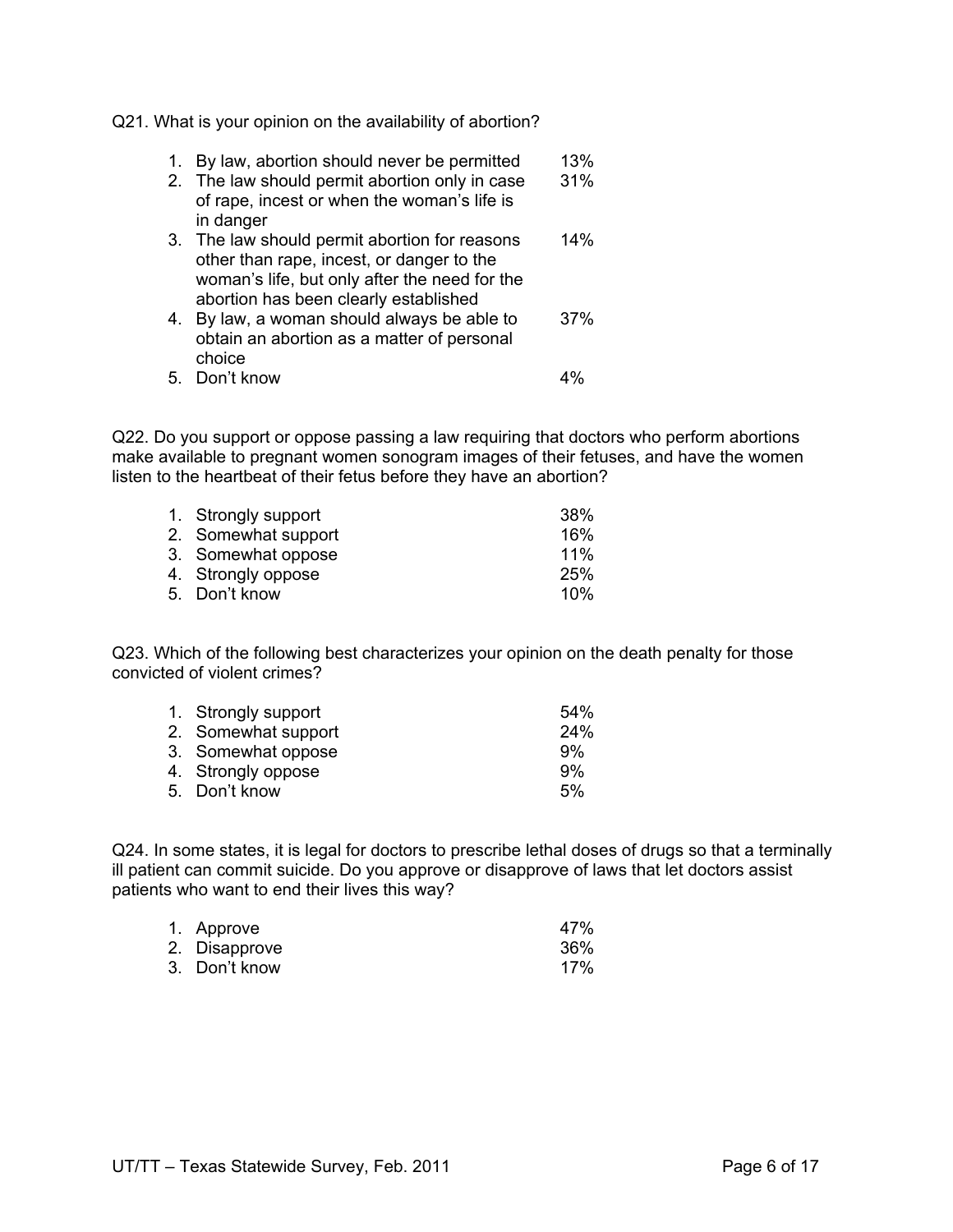Q21. What is your opinion on the availability of abortion?

| | |
|---|---|
| 1. By law, abortion should never be permitted | 13% |
| 2. The law should permit abortion only in case of rape, incest or when the woman's life is in danger | 31% |
| 3. The law should permit abortion for reasons other than rape, incest, or danger to the woman's life, but only after the need for the abortion has been clearly established | 14% |
| 4. By law, a woman should always be able to obtain an abortion as a matter of personal choice | 37% |
| 5. Don't know | 4% |

Q22. Do you support or oppose passing a law requiring that doctors who perform abortions make available to pregnant women sonogram images of their fetuses, and have the women listen to the heartbeat of their fetus before they have an abortion?

| | |
|---|---|
| 1. Strongly support | 38% |
| 2. Somewhat support | 16% |
| 3. Somewhat oppose | 11% |
| 4. Strongly oppose | 25% |
| 5. Don't know | 10% |

Q23. Which of the following best characterizes your opinion on the death penalty for those convicted of violent crimes?

| | |
|---|---|
| 1. Strongly support | 54% |
| 2. Somewhat support | 24% |
| 3. Somewhat oppose | 9% |
| 4. Strongly oppose | 9% |
| 5. Don't know | 5% |

Q24. In some states, it is legal for doctors to prescribe lethal doses of drugs so that a terminally ill patient can commit suicide. Do you approve or disapprove of laws that let doctors assist patients who want to end their lives this way?

| | |
|---|---|
| 1. Approve | 47% |
| 2. Disapprove | 36% |
| 3. Don't know | 17% |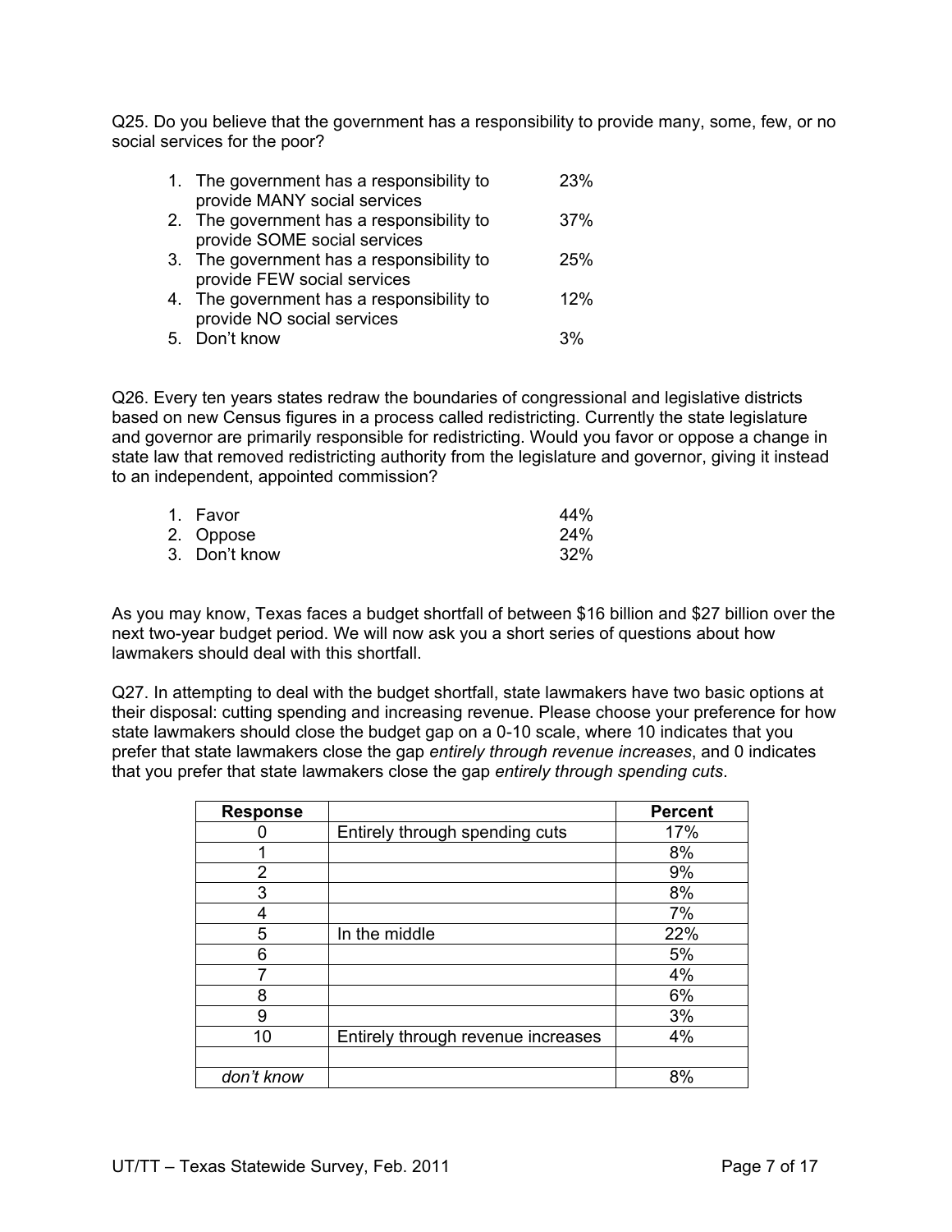Q25. Do you believe that the government has a responsibility to provide many, some, few, or no social services for the poor?

1. The government has a responsibility to provide MANY social services — 23%
2. The government has a responsibility to provide SOME social services — 37%
3. The government has a responsibility to provide FEW social services — 25%
4. The government has a responsibility to provide NO social services — 12%
5. Don't know — 3%

Q26. Every ten years states redraw the boundaries of congressional and legislative districts based on new Census figures in a process called redistricting. Currently the state legislature and governor are primarily responsible for redistricting. Would you favor or oppose a change in state law that removed redistricting authority from the legislature and governor, giving it instead to an independent, appointed commission?

1. Favor — 44%
2. Oppose — 24%
3. Don't know — 32%

As you may know, Texas faces a budget shortfall of between $16 billion and $27 billion over the next two-year budget period. We will now ask you a short series of questions about how lawmakers should deal with this shortfall.

Q27. In attempting to deal with the budget shortfall, state lawmakers have two basic options at their disposal: cutting spending and increasing revenue. Please choose your preference for how state lawmakers should close the budget gap on a 0-10 scale, where 10 indicates that you prefer that state lawmakers close the gap *entirely through revenue increases*, and 0 indicates that you prefer that state lawmakers close the gap *entirely through spending cuts*.

| Response | | Percent |
|---|---|---|
| 0 | Entirely through spending cuts | 17% |
| 1 | | 8% |
| 2 | | 9% |
| 3 | | 8% |
| 4 | | 7% |
| 5 | In the middle | 22% |
| 6 | | 5% |
| 7 | | 4% |
| 8 | | 6% |
| 9 | | 3% |
| 10 | Entirely through revenue increases | 4% |
| | | |
| *don't know* | | 8% |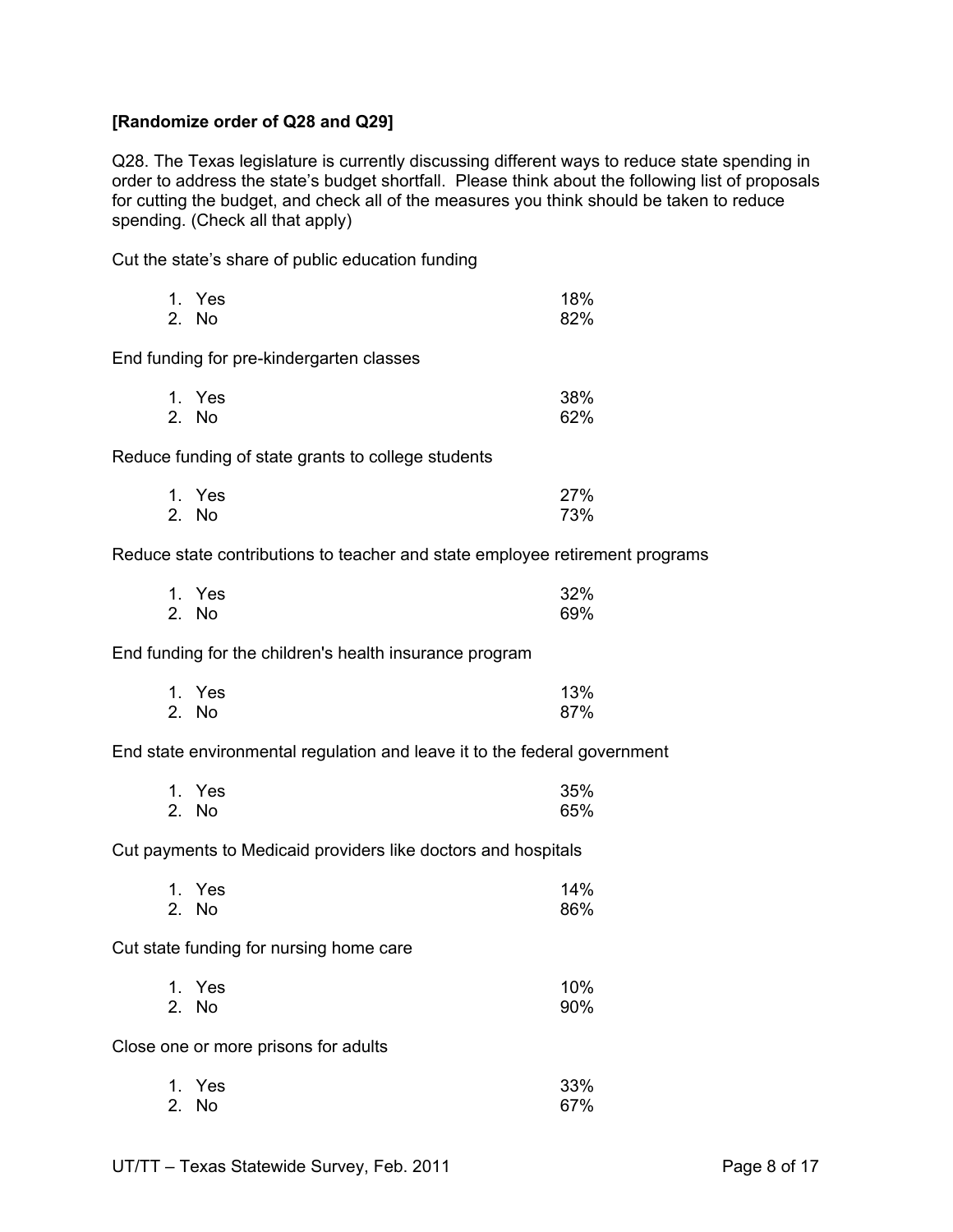**[Randomize order of Q28 and Q29]**

Q28. The Texas legislature is currently discussing different ways to reduce state spending in order to address the state's budget shortfall. Please think about the following list of proposals for cutting the budget, and check all of the measures you think should be taken to reduce spending. (Check all that apply)

Cut the state's share of public education funding

| | |
|---|---|
| 1. Yes | 18% |
| 2. No | 82% |

End funding for pre-kindergarten classes

| | |
|---|---|
| 1. Yes | 38% |
| 2. No | 62% |

Reduce funding of state grants to college students

| | |
|---|---|
| 1. Yes | 27% |
| 2. No | 73% |

Reduce state contributions to teacher and state employee retirement programs

| | |
|---|---|
| 1. Yes | 32% |
| 2. No | 69% |

End funding for the children's health insurance program

| | |
|---|---|
| 1. Yes | 13% |
| 2. No | 87% |

End state environmental regulation and leave it to the federal government

| | |
|---|---|
| 1. Yes | 35% |
| 2. No | 65% |

Cut payments to Medicaid providers like doctors and hospitals

| | |
|---|---|
| 1. Yes | 14% |
| 2. No | 86% |

Cut state funding for nursing home care

| | |
|---|---|
| 1. Yes | 10% |
| 2. No | 90% |

Close one or more prisons for adults

| | |
|---|---|
| 1. Yes | 33% |
| 2. No | 67% |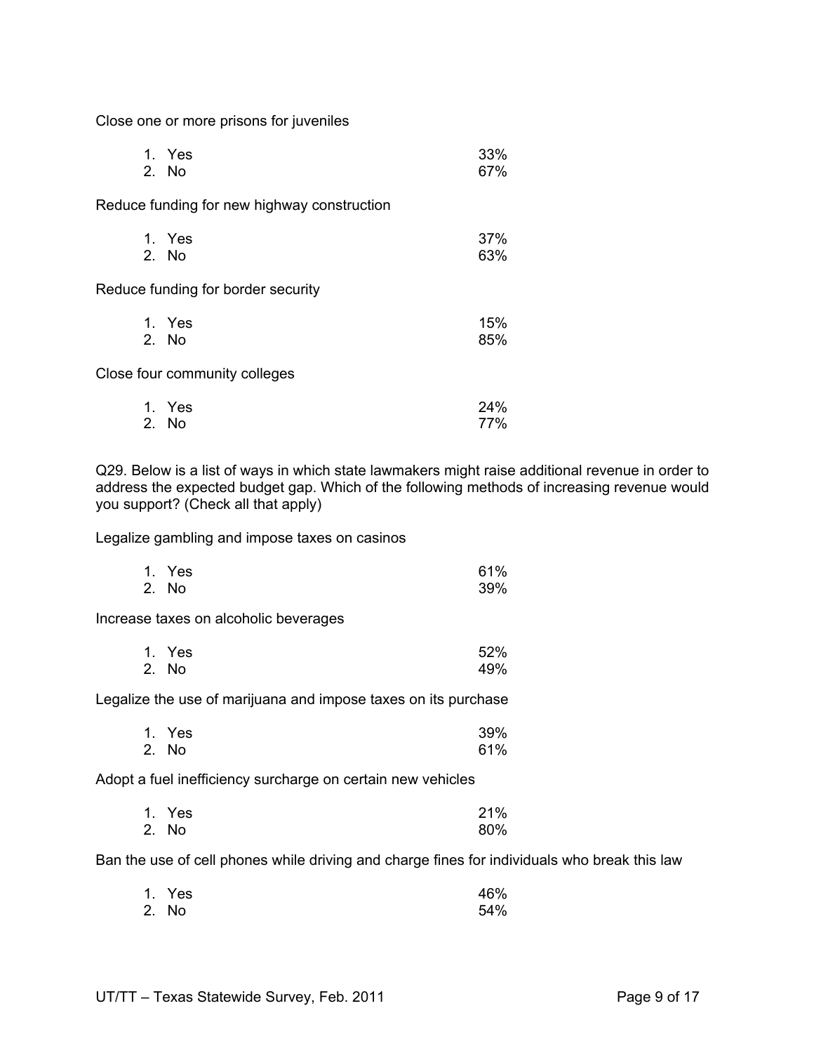Close one or more prisons for juveniles

| | |
|---|---|
| 1. Yes | 33% |
| 2. No | 67% |

Reduce funding for new highway construction

| | |
|---|---|
| 1. Yes | 37% |
| 2. No | 63% |

Reduce funding for border security

| | |
|---|---|
| 1. Yes | 15% |
| 2. No | 85% |

Close four community colleges

| | |
|---|---|
| 1. Yes | 24% |
| 2. No | 77% |

Q29. Below is a list of ways in which state lawmakers might raise additional revenue in order to address the expected budget gap. Which of the following methods of increasing revenue would you support? (Check all that apply)

Legalize gambling and impose taxes on casinos

| | |
|---|---|
| 1. Yes | 61% |
| 2. No | 39% |

Increase taxes on alcoholic beverages

| | |
|---|---|
| 1. Yes | 52% |
| 2. No | 49% |

Legalize the use of marijuana and impose taxes on its purchase

| | |
|---|---|
| 1. Yes | 39% |
| 2. No | 61% |

Adopt a fuel inefficiency surcharge on certain new vehicles

| | |
|---|---|
| 1. Yes | 21% |
| 2. No | 80% |

Ban the use of cell phones while driving and charge fines for individuals who break this law

| | |
|---|---|
| 1. Yes | 46% |
| 2. No | 54% |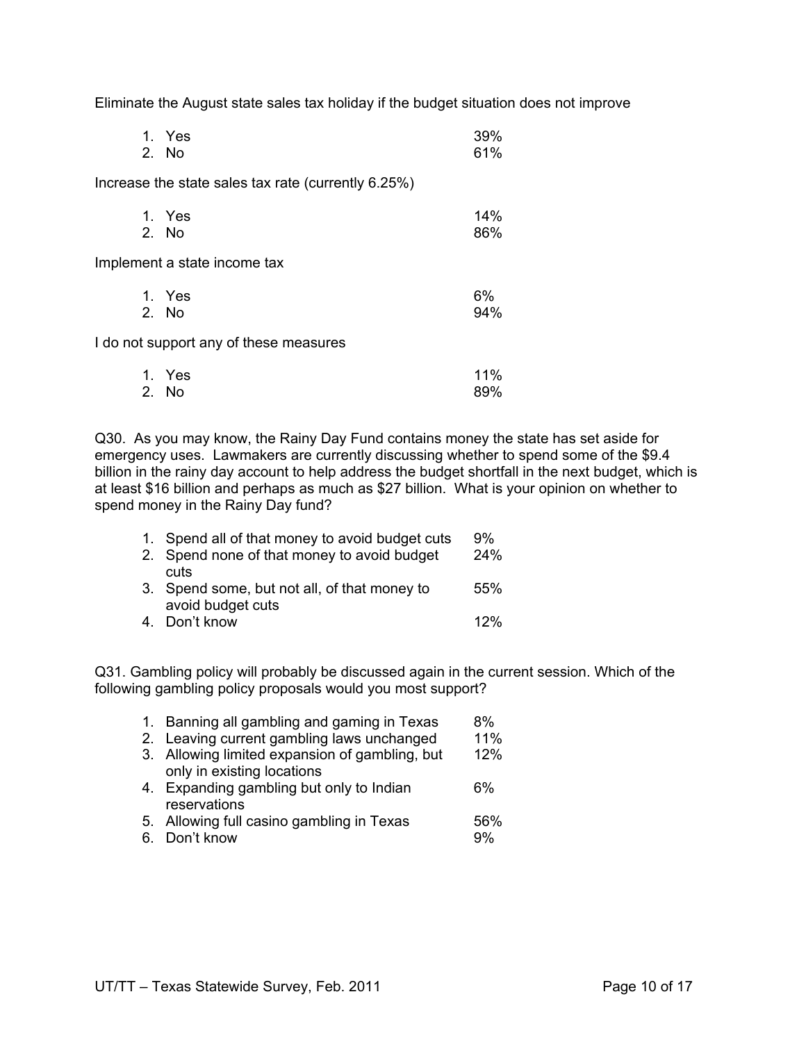Eliminate the August state sales tax holiday if the budget situation does not improve

| | |
|---|---|
| 1. Yes | 39% |
| 2. No | 61% |

Increase the state sales tax rate (currently 6.25%)

| | |
|---|---|
| 1. Yes | 14% |
| 2. No | 86% |

Implement a state income tax

| | |
|---|---|
| 1. Yes | 6% |
| 2. No | 94% |

I do not support any of these measures

| | |
|---|---|
| 1. Yes | 11% |
| 2. No | 89% |

Q30. As you may know, the Rainy Day Fund contains money the state has set aside for emergency uses. Lawmakers are currently discussing whether to spend some of the $9.4 billion in the rainy day account to help address the budget shortfall in the next budget, which is at least $16 billion and perhaps as much as $27 billion. What is your opinion on whether to spend money in the Rainy Day fund?

| | |
|---|---|
| 1. Spend all of that money to avoid budget cuts | 9% |
| 2. Spend none of that money to avoid budget cuts | 24% |
| 3. Spend some, but not all, of that money to avoid budget cuts | 55% |
| 4. Don't know | 12% |

Q31. Gambling policy will probably be discussed again in the current session. Which of the following gambling policy proposals would you most support?

| | |
|---|---|
| 1. Banning all gambling and gaming in Texas | 8% |
| 2. Leaving current gambling laws unchanged | 11% |
| 3. Allowing limited expansion of gambling, but only in existing locations | 12% |
| 4. Expanding gambling but only to Indian reservations | 6% |
| 5. Allowing full casino gambling in Texas | 56% |
| 6. Don't know | 9% |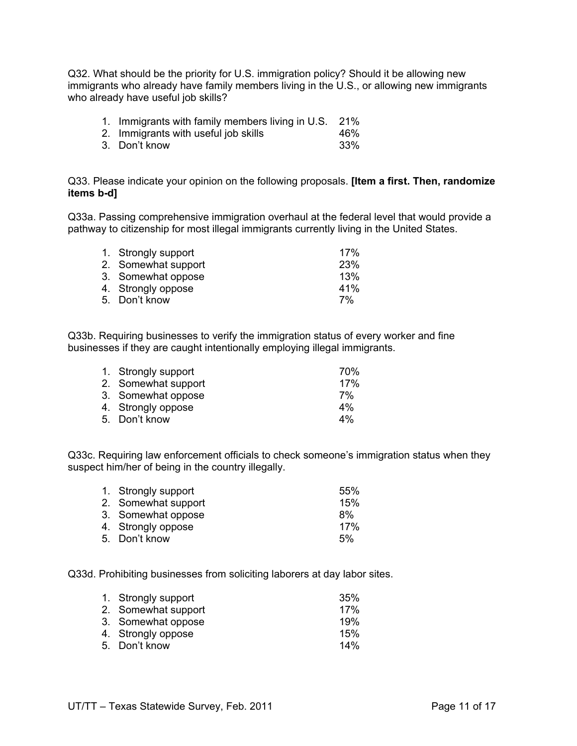Q32. What should be the priority for U.S. immigration policy? Should it be allowing new immigrants who already have family members living in the U.S., or allowing new immigrants who already have useful job skills?

| | |
|---|---|
| 1. Immigrants with family members living in U.S. | 21% |
| 2. Immigrants with useful job skills | 46% |
| 3. Don't know | 33% |

Q33. Please indicate your opinion on the following proposals. **[Item a first. Then, randomize items b-d]**

Q33a. Passing comprehensive immigration overhaul at the federal level that would provide a pathway to citizenship for most illegal immigrants currently living in the United States.

| | |
|---|---|
| 1. Strongly support | 17% |
| 2. Somewhat support | 23% |
| 3. Somewhat oppose | 13% |
| 4. Strongly oppose | 41% |
| 5. Don't know | 7% |

Q33b. Requiring businesses to verify the immigration status of every worker and fine businesses if they are caught intentionally employing illegal immigrants.

| | |
|---|---|
| 1. Strongly support | 70% |
| 2. Somewhat support | 17% |
| 3. Somewhat oppose | 7% |
| 4. Strongly oppose | 4% |
| 5. Don't know | 4% |

Q33c. Requiring law enforcement officials to check someone's immigration status when they suspect him/her of being in the country illegally.

| | |
|---|---|
| 1. Strongly support | 55% |
| 2. Somewhat support | 15% |
| 3. Somewhat oppose | 8% |
| 4. Strongly oppose | 17% |
| 5. Don't know | 5% |

Q33d. Prohibiting businesses from soliciting laborers at day labor sites.

| | |
|---|---|
| 1. Strongly support | 35% |
| 2. Somewhat support | 17% |
| 3. Somewhat oppose | 19% |
| 4. Strongly oppose | 15% |
| 5. Don't know | 14% |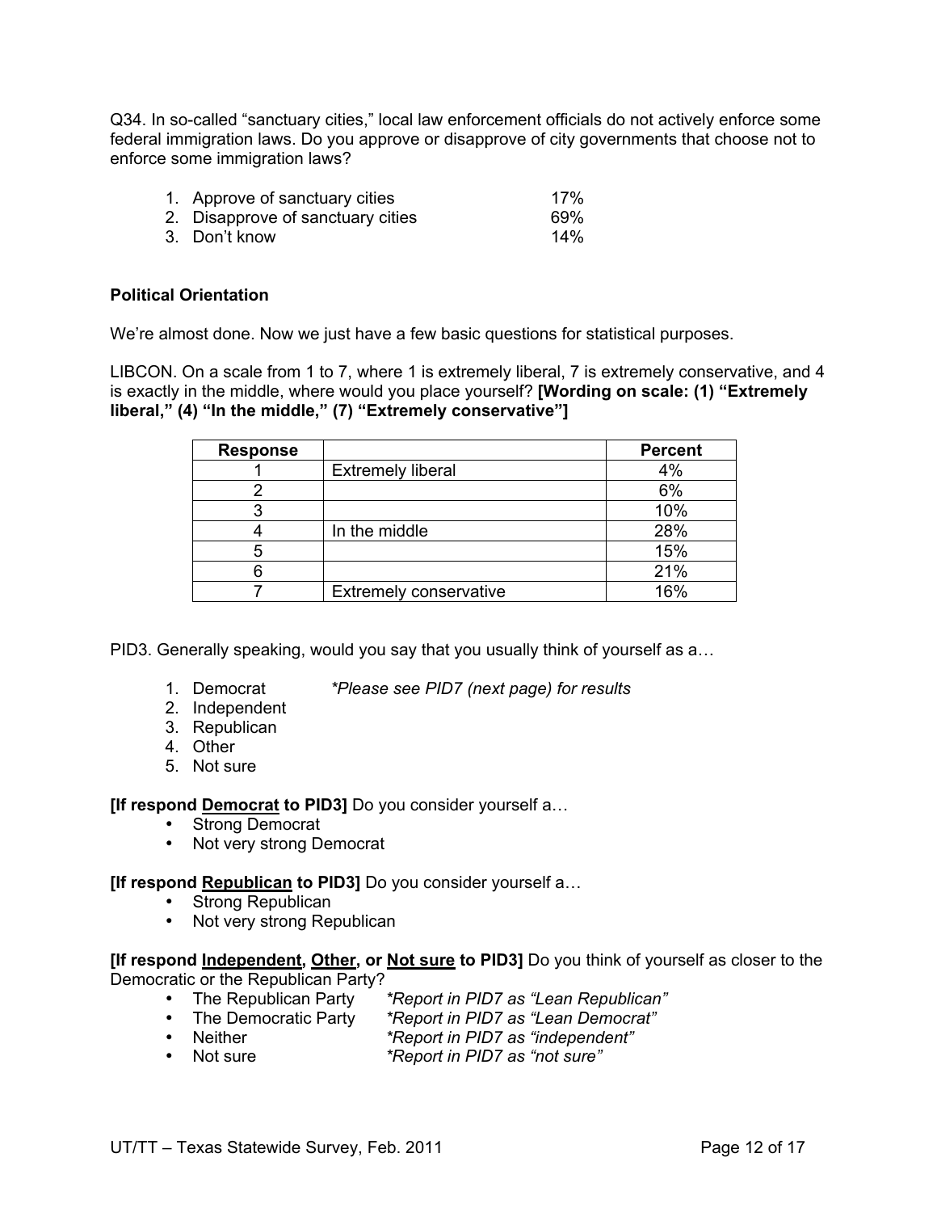Q34. In so-called "sanctuary cities," local law enforcement officials do not actively enforce some federal immigration laws. Do you approve or disapprove of city governments that choose not to enforce some immigration laws?

1. Approve of sanctuary cities 17%
2. Disapprove of sanctuary cities 69%
3. Don't know 14%

**Political Orientation**

We're almost done. Now we just have a few basic questions for statistical purposes.

LIBCON. On a scale from 1 to 7, where 1 is extremely liberal, 7 is extremely conservative, and 4 is exactly in the middle, where would you place yourself? **[Wording on scale: (1) "Extremely liberal," (4) "In the middle," (7) "Extremely conservative"]**

| Response | | Percent |
|---|---|---|
| 1 | Extremely liberal | 4% |
| 2 | | 6% |
| 3 | | 10% |
| 4 | In the middle | 28% |
| 5 | | 15% |
| 6 | | 21% |
| 7 | Extremely conservative | 16% |

PID3. Generally speaking, would you say that you usually think of yourself as a…

1. Democrat *\*Please see PID7 (next page) for results*
2. Independent
3. Republican
4. Other
5. Not sure

**[If respond <u>Democrat</u> to PID3]** Do you consider yourself a…

- Strong Democrat
- Not very strong Democrat

**[If respond <u>Republican</u> to PID3]** Do you consider yourself a…

- Strong Republican
- Not very strong Republican

**[If respond <u>Independent</u>, <u>Other</u>, or <u>Not sure</u> to PID3]** Do you think of yourself as closer to the Democratic or the Republican Party?

- The Republican Party *\*Report in PID7 as "Lean Republican"*
- The Democratic Party *\*Report in PID7 as "Lean Democrat"*
- Neither *\*Report in PID7 as "independent"*
- Not sure *\*Report in PID7 as "not sure"*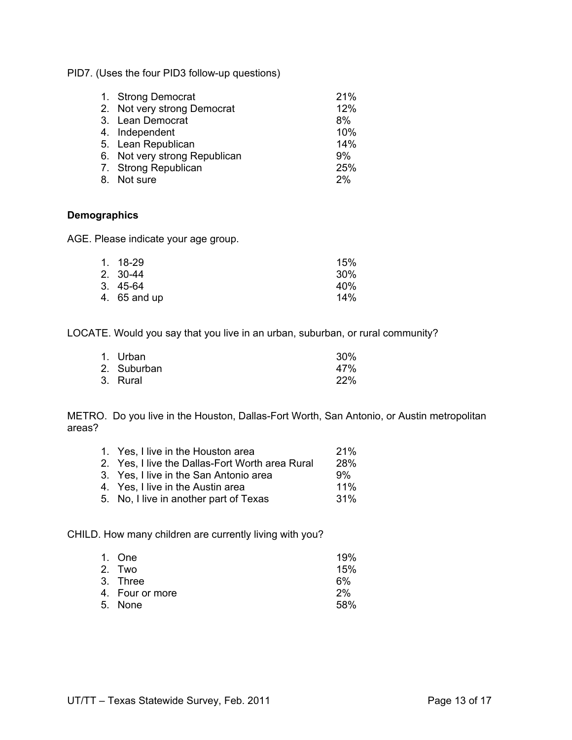PID7. (Uses the four PID3 follow-up questions)

| | |
|---|---|
| 1. Strong Democrat | 21% |
| 2. Not very strong Democrat | 12% |
| 3. Lean Democrat | 8% |
| 4. Independent | 10% |
| 5. Lean Republican | 14% |
| 6. Not very strong Republican | 9% |
| 7. Strong Republican | 25% |
| 8. Not sure | 2% |

**Demographics**

AGE. Please indicate your age group.

| | |
|---|---|
| 1. 18-29 | 15% |
| 2. 30-44 | 30% |
| 3. 45-64 | 40% |
| 4. 65 and up | 14% |

LOCATE. Would you say that you live in an urban, suburban, or rural community?

| | |
|---|---|
| 1. Urban | 30% |
| 2. Suburban | 47% |
| 3. Rural | 22% |

METRO. Do you live in the Houston, Dallas-Fort Worth, San Antonio, or Austin metropolitan areas?

| | |
|---|---|
| 1. Yes, I live in the Houston area | 21% |
| 2. Yes, I live the Dallas-Fort Worth area Rural | 28% |
| 3. Yes, I live in the San Antonio area | 9% |
| 4. Yes, I live in the Austin area | 11% |
| 5. No, I live in another part of Texas | 31% |

CHILD. How many children are currently living with you?

| | |
|---|---|
| 1. One | 19% |
| 2. Two | 15% |
| 3. Three | 6% |
| 4. Four or more | 2% |
| 5. None | 58% |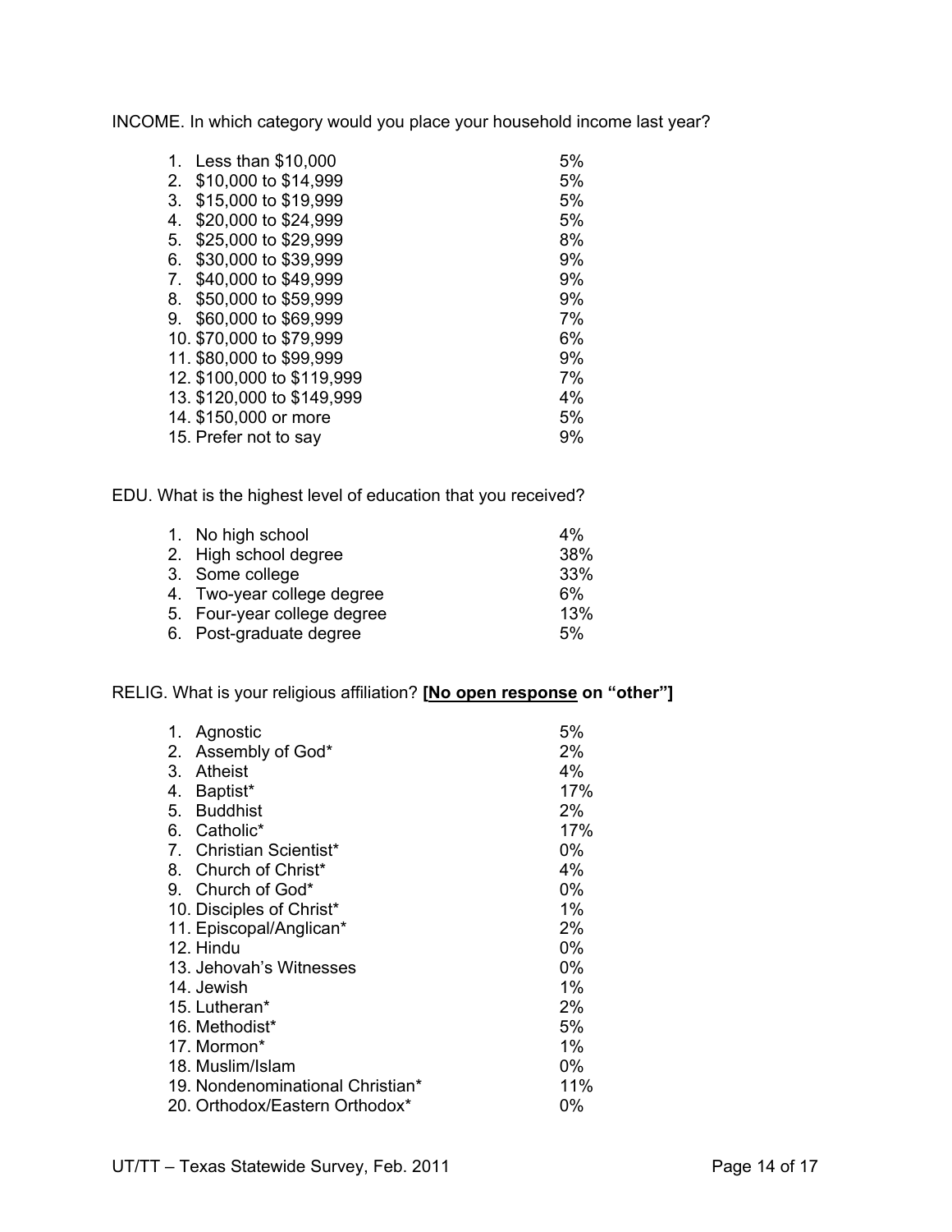INCOME. In which category would you place your household income last year?

| | |
|---|---|
| 1. Less than $10,000 | 5% |
| 2. $10,000 to $14,999 | 5% |
| 3. $15,000 to $19,999 | 5% |
| 4. $20,000 to $24,999 | 5% |
| 5. $25,000 to $29,999 | 8% |
| 6. $30,000 to $39,999 | 9% |
| 7. $40,000 to $49,999 | 9% |
| 8. $50,000 to $59,999 | 9% |
| 9. $60,000 to $69,999 | 7% |
| 10. $70,000 to $79,999 | 6% |
| 11. $80,000 to $99,999 | 9% |
| 12. $100,000 to $119,999 | 7% |
| 13. $120,000 to $149,999 | 4% |
| 14. $150,000 or more | 5% |
| 15. Prefer not to say | 9% |

EDU. What is the highest level of education that you received?

| | |
|---|---|
| 1. No high school | 4% |
| 2. High school degree | 38% |
| 3. Some college | 33% |
| 4. Two-year college degree | 6% |
| 5. Four-year college degree | 13% |
| 6. Post-graduate degree | 5% |

RELIG. What is your religious affiliation? **[<u>No open response</u> on "other"]**

| | |
|---|---|
| 1. Agnostic | 5% |
| 2. Assembly of God* | 2% |
| 3. Atheist | 4% |
| 4. Baptist* | 17% |
| 5. Buddhist | 2% |
| 6. Catholic* | 17% |
| 7. Christian Scientist* | 0% |
| 8. Church of Christ* | 4% |
| 9. Church of God* | 0% |
| 10. Disciples of Christ* | 1% |
| 11. Episcopal/Anglican* | 2% |
| 12. Hindu | 0% |
| 13. Jehovah's Witnesses | 0% |
| 14. Jewish | 1% |
| 15. Lutheran* | 2% |
| 16. Methodist* | 5% |
| 17. Mormon* | 1% |
| 18. Muslim/Islam | 0% |
| 19. Nondenominational Christian* | 11% |
| 20. Orthodox/Eastern Orthodox* | 0% |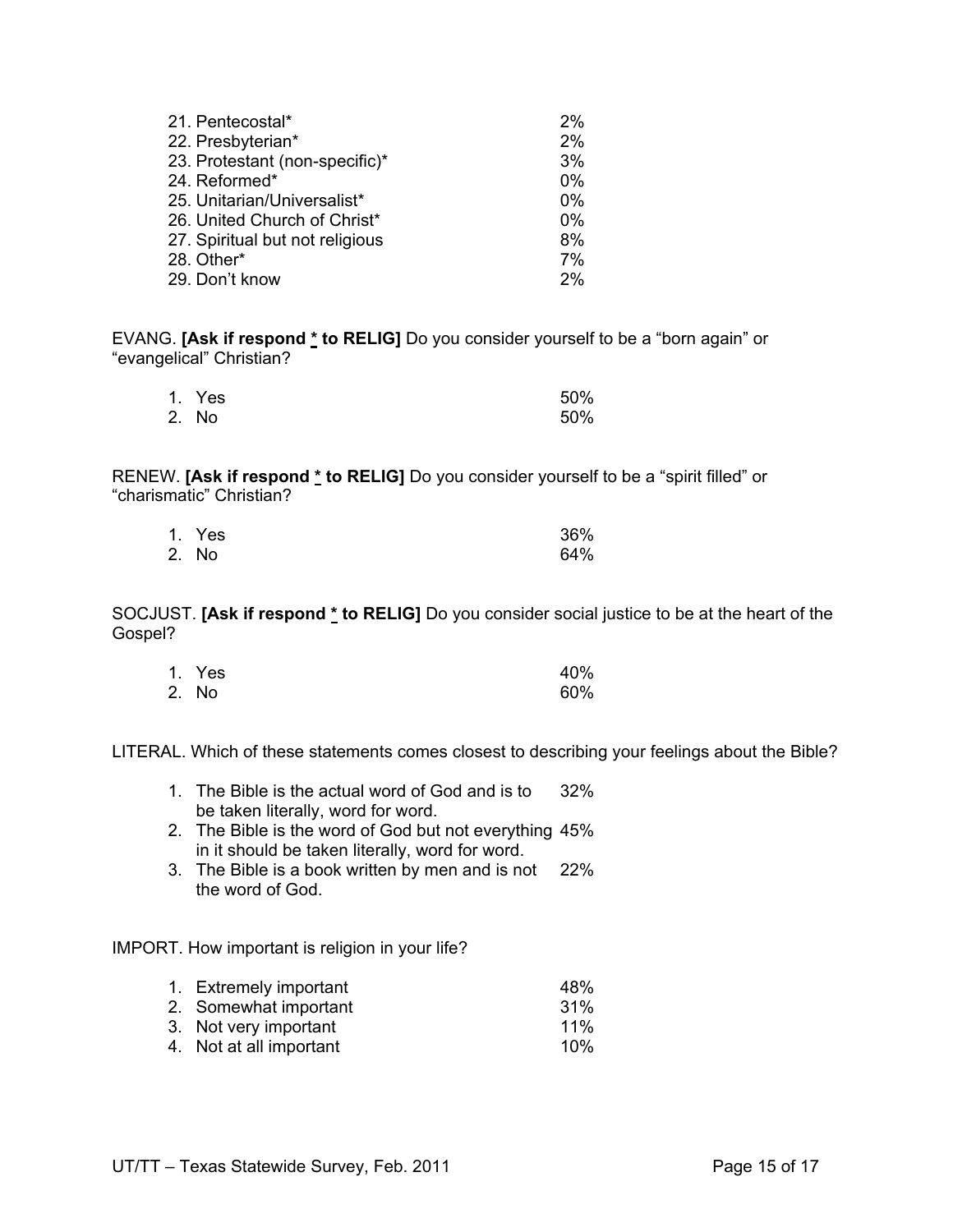| | |
|---|---|
| 21. Pentecostal* | 2% |
| 22. Presbyterian* | 2% |
| 23. Protestant (non-specific)* | 3% |
| 24. Reformed* | 0% |
| 25. Unitarian/Universalist* | 0% |
| 26. United Church of Christ* | 0% |
| 27. Spiritual but not religious | 8% |
| 28. Other* | 7% |
| 29. Don't know | 2% |

EVANG. **[Ask if respond * to RELIG]** Do you consider yourself to be a "born again" or "evangelical" Christian?

| | |
|---|---|
| 1. Yes | 50% |
| 2. No | 50% |

RENEW. **[Ask if respond * to RELIG]** Do you consider yourself to be a "spirit filled" or "charismatic" Christian?

| | |
|---|---|
| 1. Yes | 36% |
| 2. No | 64% |

SOCJUST. **[Ask if respond * to RELIG]** Do you consider social justice to be at the heart of the Gospel?

| | |
|---|---|
| 1. Yes | 40% |
| 2. No | 60% |

LITERAL. Which of these statements comes closest to describing your feelings about the Bible?

| | |
|---|---|
| 1. The Bible is the actual word of God and is to be taken literally, word for word. | 32% |
| 2. The Bible is the word of God but not everything in it should be taken literally, word for word. | 45% |
| 3. The Bible is a book written by men and is not the word of God. | 22% |

IMPORT. How important is religion in your life?

| | |
|---|---|
| 1. Extremely important | 48% |
| 2. Somewhat important | 31% |
| 3. Not very important | 11% |
| 4. Not at all important | 10% |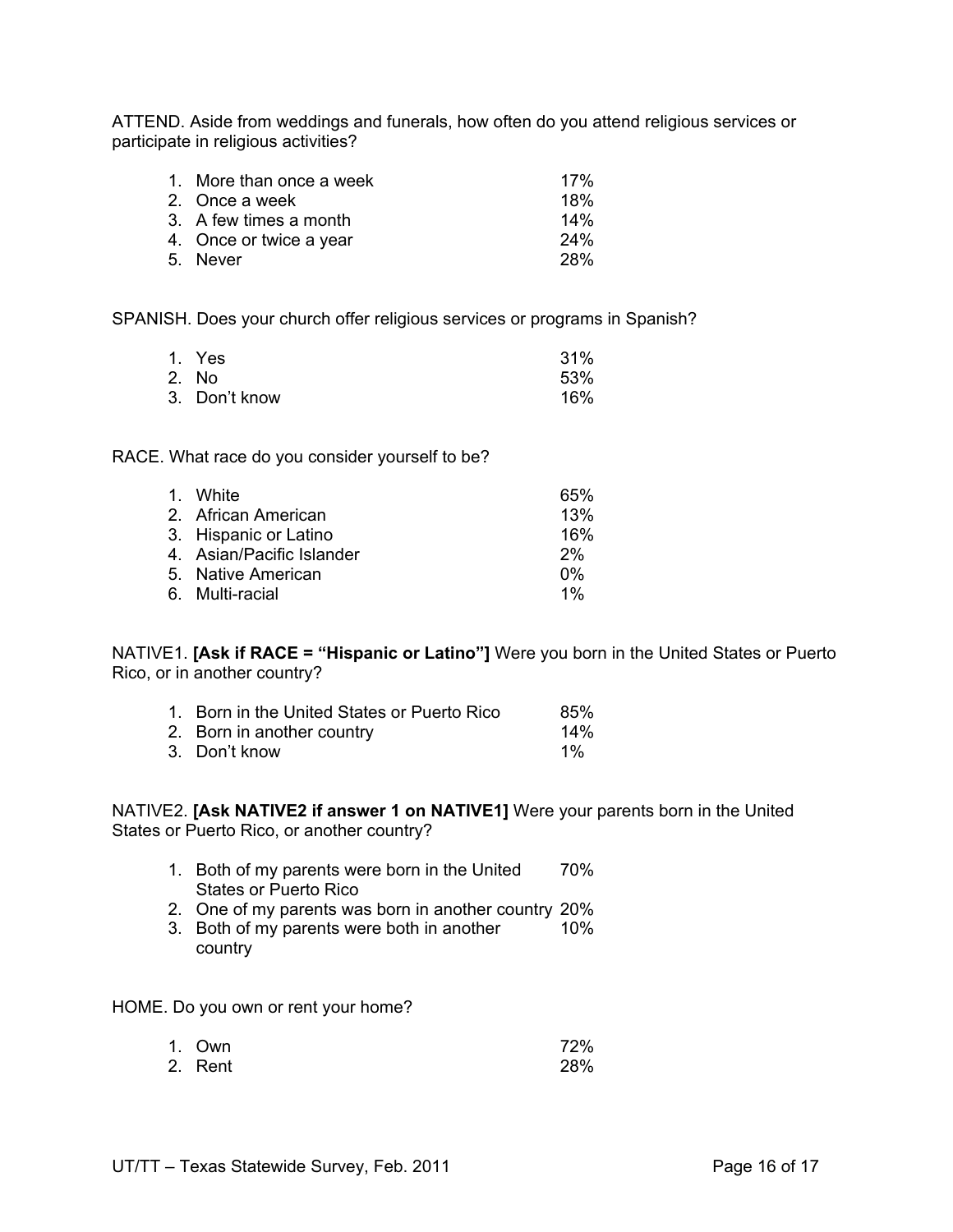ATTEND. Aside from weddings and funerals, how often do you attend religious services or participate in religious activities?

| | |
|---|---|
| 1. More than once a week | 17% |
| 2. Once a week | 18% |
| 3. A few times a month | 14% |
| 4. Once or twice a year | 24% |
| 5. Never | 28% |

SPANISH. Does your church offer religious services or programs in Spanish?

| | |
|---|---|
| 1. Yes | 31% |
| 2. No | 53% |
| 3. Don't know | 16% |

RACE. What race do you consider yourself to be?

| | |
|---|---|
| 1. White | 65% |
| 2. African American | 13% |
| 3. Hispanic or Latino | 16% |
| 4. Asian/Pacific Islander | 2% |
| 5. Native American | 0% |
| 6. Multi-racial | 1% |

NATIVE1. **[Ask if RACE = "Hispanic or Latino"]** Were you born in the United States or Puerto Rico, or in another country?

| | |
|---|---|
| 1. Born in the United States or Puerto Rico | 85% |
| 2. Born in another country | 14% |
| 3. Don't know | 1% |

NATIVE2. **[Ask NATIVE2 if answer 1 on NATIVE1]** Were your parents born in the United States or Puerto Rico, or another country?

| | |
|---|---|
| 1. Both of my parents were born in the United States or Puerto Rico | 70% |
| 2. One of my parents was born in another country | 20% |
| 3. Both of my parents were both in another country | 10% |

HOME. Do you own or rent your home?

| | |
|---|---|
| 1. Own | 72% |
| 2. Rent | 28% |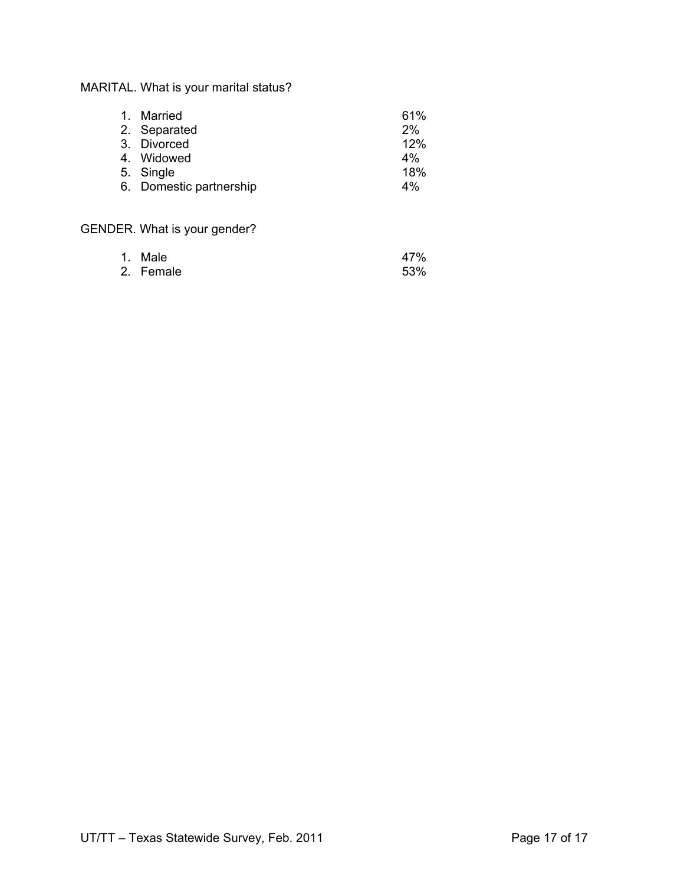MARITAL. What is your marital status?

| | | |
|---|---|---|
| 1. | Married | 61% |
| 2. | Separated | 2% |
| 3. | Divorced | 12% |
| 4. | Widowed | 4% |
| 5. | Single | 18% |
| 6. | Domestic partnership | 4% |

GENDER. What is your gender?

| | | |
|---|---|---|
| 1. | Male | 47% |
| 2. | Female | 53% |